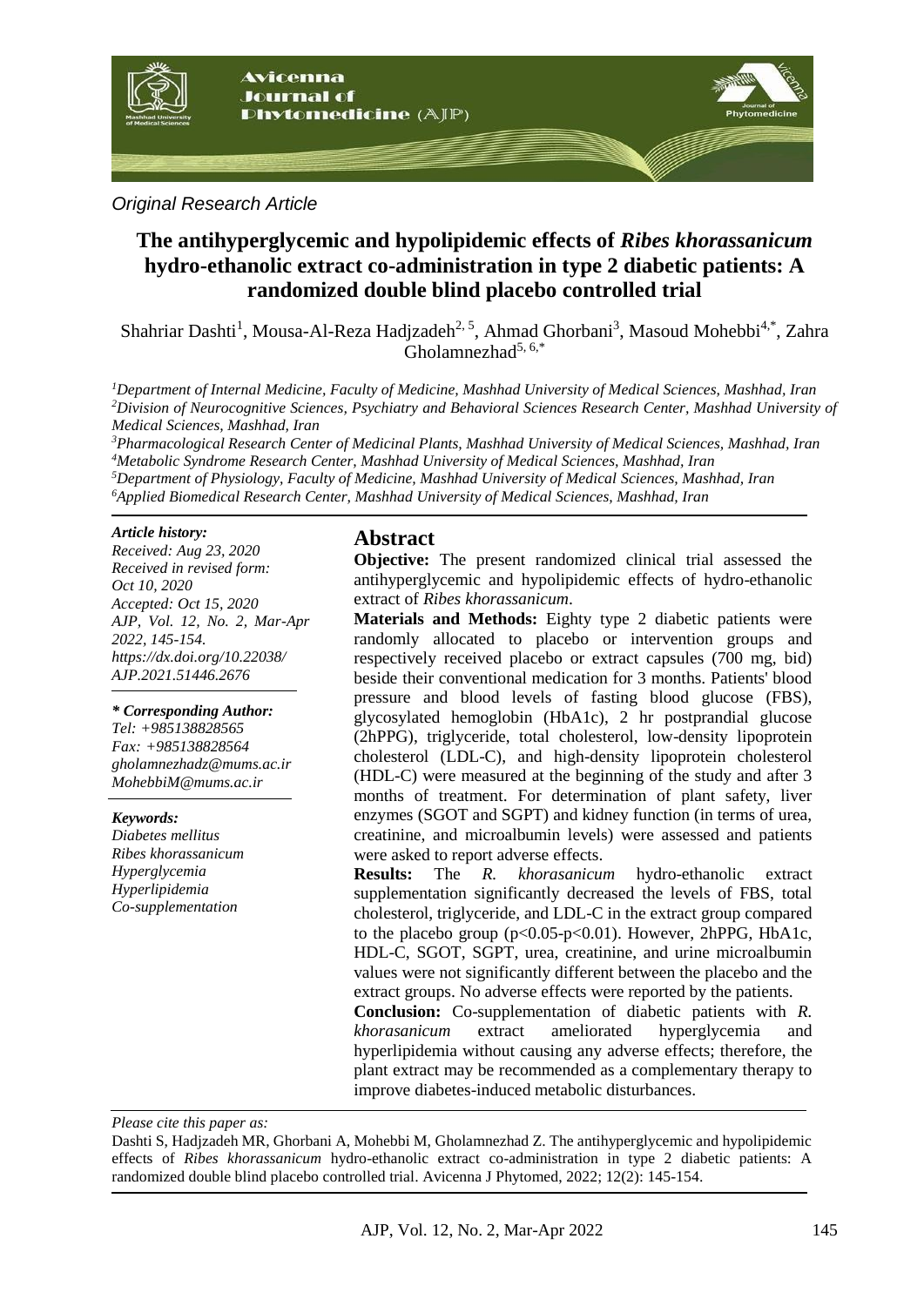*Original Research Article*

# The antihyperglycemic and hypolipidemic effects of *Ribes khorassanicum* hydro-ethanolic extract co-administration in type 2 diabetic patients: A randomized double blind placebo controlled trial

Shahriar Dashti[1], Mousa-Al-Reza Hadjzadeh[2, 5], Ahmad Ghorbani[3], Masoud Mohebbi[4,*], Zahra Gholamnezhad[5, 6,*]

[1]*Department of Internal Medicine, Faculty of Medicine, Mashhad University of Medical Sciences, Mashhad, Iran*
[2]*Division of Neurocognitive Sciences, Psychiatry and Behavioral Sciences Research Center, Mashhad University of Medical Sciences, Mashhad, Iran*
[3]*Pharmacological Research Center of Medicinal Plants, Mashhad University of Medical Sciences, Mashhad, Iran*
[4]*Metabolic Syndrome Research Center, Mashhad University of Medical Sciences, Mashhad, Iran*
[5]*Department of Physiology, Faculty of Medicine, Mashhad University of Medical Sciences, Mashhad, Iran*
[6]*Applied Biomedical Research Center, Mashhad University of Medical Sciences, Mashhad, Iran*

***Article history:***
*Received: Aug 23, 2020*
*Received in revised form: Oct 10, 2020*
*Accepted: Oct 15, 2020*
*AJP, Vol. 12, No. 2, Mar-Apr 2022, 145-154.*
*https://dx.doi.org/10.22038/AJP.2021.51446.2676*

***\* Corresponding Author:***
*Tel: +985138828565*
*Fax: +985138828564*
*gholamnezhadz@mums.ac.ir*
*MohebbiM@mums.ac.ir*

***Keywords:***
*Diabetes mellitus*
*Ribes khorassanicum*
*Hyperglycemia*
*Hyperlipidemia*
*Co-supplementation*

## Abstract

**Objective:** The present randomized clinical trial assessed the antihyperglycemic and hypolipidemic effects of hydro-ethanolic extract of *Ribes khorassanicum*.

**Materials and Methods:** Eighty type 2 diabetic patients were randomly allocated to placebo or intervention groups and respectively received placebo or extract capsules (700 mg, bid) beside their conventional medication for 3 months. Patients' blood pressure and blood levels of fasting blood glucose (FBS), glycosylated hemoglobin (HbA1c), 2 hr postprandial glucose (2hPPG), triglyceride, total cholesterol, low-density lipoprotein cholesterol (LDL-C), and high-density lipoprotein cholesterol (HDL-C) were measured at the beginning of the study and after 3 months of treatment. For determination of plant safety, liver enzymes (SGOT and SGPT) and kidney function (in terms of urea, creatinine, and microalbumin levels) were assessed and patients were asked to report adverse effects.

**Results:** The *R. khorasanicum* hydro-ethanolic extract supplementation significantly decreased the levels of FBS, total cholesterol, triglyceride, and LDL-C in the extract group compared to the placebo group ($p<0.05$-$p<0.01$). However, 2hPPG, HbA1c, HDL-C, SGOT, SGPT, urea, creatinine, and urine microalbumin values were not significantly different between the placebo and the extract groups. No adverse effects were reported by the patients.

**Conclusion:** Co-supplementation of diabetic patients with *R. khorasanicum* extract ameliorated hyperglycemia and hyperlipidemia without causing any adverse effects; therefore, the plant extract may be recommended as a complementary therapy to improve diabetes-induced metabolic disturbances.

*Please cite this paper as:*

Dashti S, Hadjzadeh MR, Ghorbani A, Mohebbi M, Gholamnezhad Z. The antihyperglycemic and hypolipidemic effects of *Ribes khorassanicum* hydro-ethanolic extract co-administration in type 2 diabetic patients: A randomized double blind placebo controlled trial. Avicenna J Phytomed, 2022; 12(2): 145-154.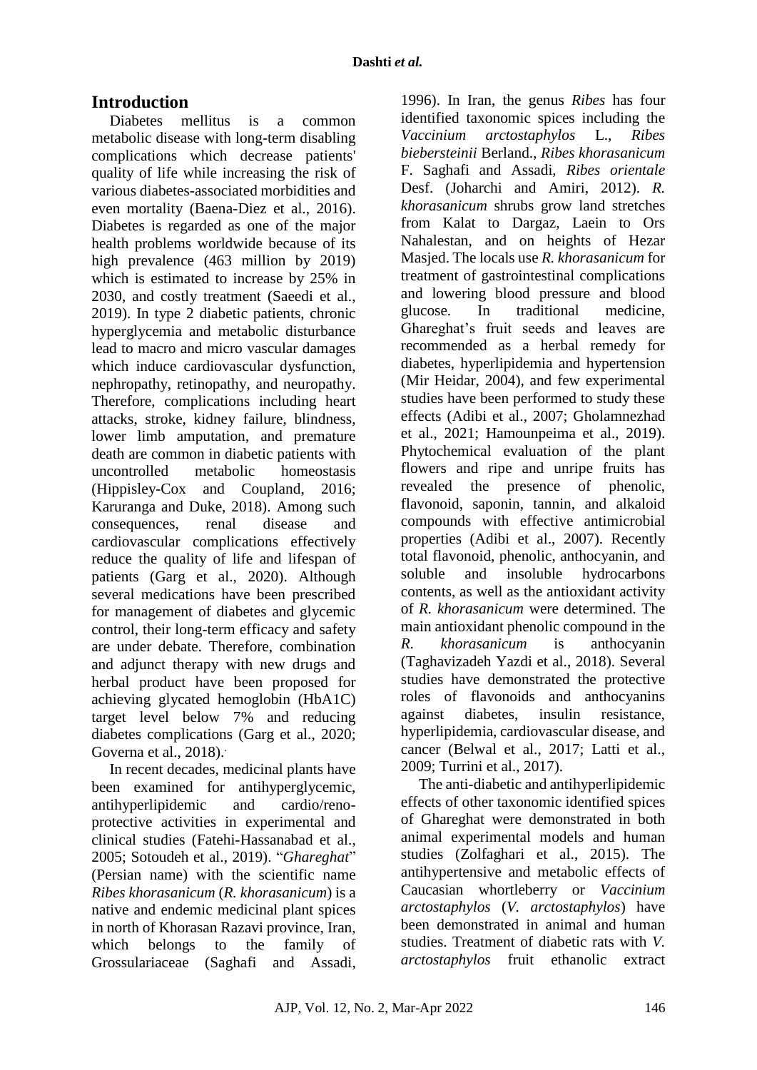## Introduction

Diabetes mellitus is a common metabolic disease with long-term disabling complications which decrease patients' quality of life while increasing the risk of various diabetes-associated morbidities and even mortality (Baena-Diez et al., 2016). Diabetes is regarded as one of the major health problems worldwide because of its high prevalence (463 million by 2019) which is estimated to increase by 25% in 2030, and costly treatment (Saeedi et al., 2019). In type 2 diabetic patients, chronic hyperglycemia and metabolic disturbance lead to macro and micro vascular damages which induce cardiovascular dysfunction, nephropathy, retinopathy, and neuropathy. Therefore, complications including heart attacks, stroke, kidney failure, blindness, lower limb amputation, and premature death are common in diabetic patients with uncontrolled metabolic homeostasis (Hippisley-Cox and Coupland, 2016; Karuranga and Duke, 2018). Among such consequences, renal disease and cardiovascular complications effectively reduce the quality of life and lifespan of patients (Garg et al., 2020). Although several medications have been prescribed for management of diabetes and glycemic control, their long-term efficacy and safety are under debate. Therefore, combination and adjunct therapy with new drugs and herbal product have been proposed for achieving glycated hemoglobin (HbA1C) target level below 7% and reducing diabetes complications (Garg et al., 2020; Governa et al., 2018).

In recent decades, medicinal plants have been examined for antihyperglycemic, antihyperlipidemic and cardio/reno-protective activities in experimental and clinical studies (Fatehi-Hassanabad et al., 2005; Sotoudeh et al., 2019). "*Ghareghat*" (Persian name) with the scientific name *Ribes khorasanicum* (*R. khorasanicum*) is a native and endemic medicinal plant spices in north of Khorasan Razavi province, Iran, which belongs to the family of Grossulariaceae (Saghafi and Assadi, 1996). In Iran, the genus *Ribes* has four identified taxonomic spices including the *Vaccinium arctostaphylos* L., *Ribes biebersteinii* Berland., *Ribes khorasanicum* F. Saghafi and Assadi, *Ribes orientale* Desf. (Joharchi and Amiri, 2012). *R. khorasanicum* shrubs grow land stretches from Kalat to Dargaz, Laein to Ors Nahalestan, and on heights of Hezar Masjed. The locals use *R. khorasanicum* for treatment of gastrointestinal complications and lowering blood pressure and blood glucose. In traditional medicine, Ghareghat's fruit seeds and leaves are recommended as a herbal remedy for diabetes, hyperlipidemia and hypertension (Mir Heidar, 2004), and few experimental studies have been performed to study these effects (Adibi et al., 2007; Gholamnezhad et al., 2021; Hamounpeima et al., 2019). Phytochemical evaluation of the plant flowers and ripe and unripe fruits has revealed the presence of phenolic, flavonoid, saponin, tannin, and alkaloid compounds with effective antimicrobial properties (Adibi et al., 2007). Recently total flavonoid, phenolic, anthocyanin, and soluble and insoluble hydrocarbons contents, as well as the antioxidant activity of *R. khorasanicum* were determined. The main antioxidant phenolic compound in the *R. khorasanicum* is anthocyanin (Taghavizadeh Yazdi et al., 2018). Several studies have demonstrated the protective roles of flavonoids and anthocyanins against diabetes, insulin resistance, hyperlipidemia, cardiovascular disease, and cancer (Belwal et al., 2017; Latti et al., 2009; Turrini et al., 2017).

The anti-diabetic and antihyperlipidemic effects of other taxonomic identified spices of Ghareghat were demonstrated in both animal experimental models and human studies (Zolfaghari et al., 2015). The antihypertensive and metabolic effects of Caucasian whortleberry or *Vaccinium arctostaphylos* (*V. arctostaphylos*) have been demonstrated in animal and human studies. Treatment of diabetic rats with *V. arctostaphylos* fruit ethanolic extract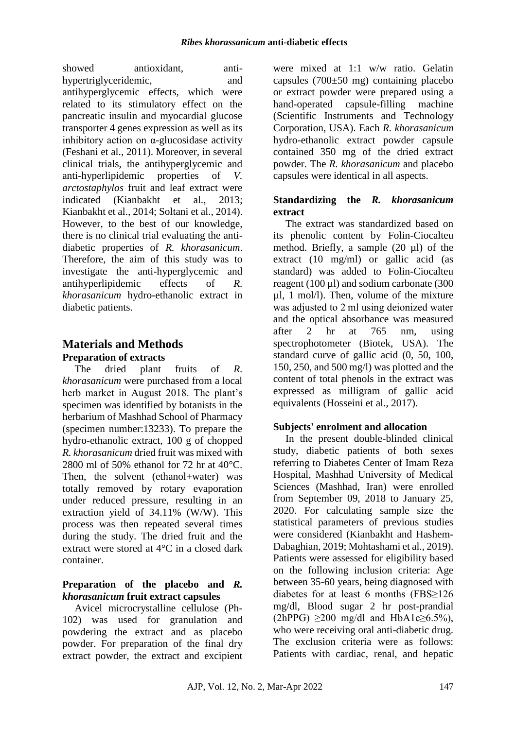showed antioxidant, anti-hypertriglyceridemic, and antihyperglycemic effects, which were related to its stimulatory effect on the pancreatic insulin and myocardial glucose transporter 4 genes expression as well as its inhibitory action on α-glucosidase activity (Feshani et al., 2011). Moreover, in several clinical trials, the antihyperglycemic and anti-hyperlipidemic properties of *V. arctostaphylos* fruit and leaf extract were indicated (Kianbakht et al., 2013; Kianbakht et al., 2014; Soltani et al., 2014). However, to the best of our knowledge, there is no clinical trial evaluating the anti-diabetic properties of *R. khorasanicum*. Therefore, the aim of this study was to investigate the anti-hyperglycemic and antihyperlipidemic effects of *R. khorasanicum* hydro-ethanolic extract in diabetic patients.

## Materials and Methods

### Preparation of extracts

The dried plant fruits of *R. khorasanicum* were purchased from a local herb market in August 2018. The plant's specimen was identified by botanists in the herbarium of Mashhad School of Pharmacy (specimen number:13233). To prepare the hydro-ethanolic extract, 100 g of chopped *R. khorasanicum* dried fruit was mixed with 2800 ml of 50% ethanol for 72 hr at 40°C. Then, the solvent (ethanol+water) was totally removed by rotary evaporation under reduced pressure, resulting in an extraction yield of 34.11% (W/W). This process was then repeated several times during the study. The dried fruit and the extract were stored at 4°C in a closed dark container.

### Preparation of the placebo and *R. khorasanicum* fruit extract capsules

Avicel microcrystalline cellulose (Ph-102) was used for granulation and powdering the extract and as placebo powder. For preparation of the final dry extract powder, the extract and excipient were mixed at 1:1 w/w ratio. Gelatin capsules (700±50 mg) containing placebo or extract powder were prepared using a hand-operated capsule-filling machine (Scientific Instruments and Technology Corporation, USA). Each *R. khorasanicum* hydro-ethanolic extract powder capsule contained 350 mg of the dried extract powder. The *R. khorasanicum* and placebo capsules were identical in all aspects.

### Standardizing the *R. khorasanicum* extract

The extract was standardized based on its phenolic content by Folin-Ciocalteu method. Briefly, a sample (20 µl) of the extract (10 mg/ml) or gallic acid (as standard) was added to Folin-Ciocalteu reagent (100 µl) and sodium carbonate (300 µl, 1 mol/l). Then, volume of the mixture was adjusted to 2 ml using deionized water and the optical absorbance was measured after 2 hr at 765 nm, using spectrophotometer (Biotek, USA). The standard curve of gallic acid (0, 50, 100, 150, 250, and 500 mg/l) was plotted and the content of total phenols in the extract was expressed as milligram of gallic acid equivalents (Hosseini et al., 2017).

### Subjects' enrolment and allocation

In the present double-blinded clinical study, diabetic patients of both sexes referring to Diabetes Center of Imam Reza Hospital, Mashhad University of Medical Sciences (Mashhad, Iran) were enrolled from September 09, 2018 to January 25, 2020. For calculating sample size the statistical parameters of previous studies were considered (Kianbakht and Hashem-Dabaghian, 2019; Mohtashami et al., 2019). Patients were assessed for eligibility based on the following inclusion criteria: Age between 35-60 years, being diagnosed with diabetes for at least 6 months (FBS≥126 mg/dl, Blood sugar 2 hr post-prandial (2hPPG) ≥200 mg/dl and HbA1c≥6.5%), who were receiving oral anti-diabetic drug. The exclusion criteria were as follows: Patients with cardiac, renal, and hepatic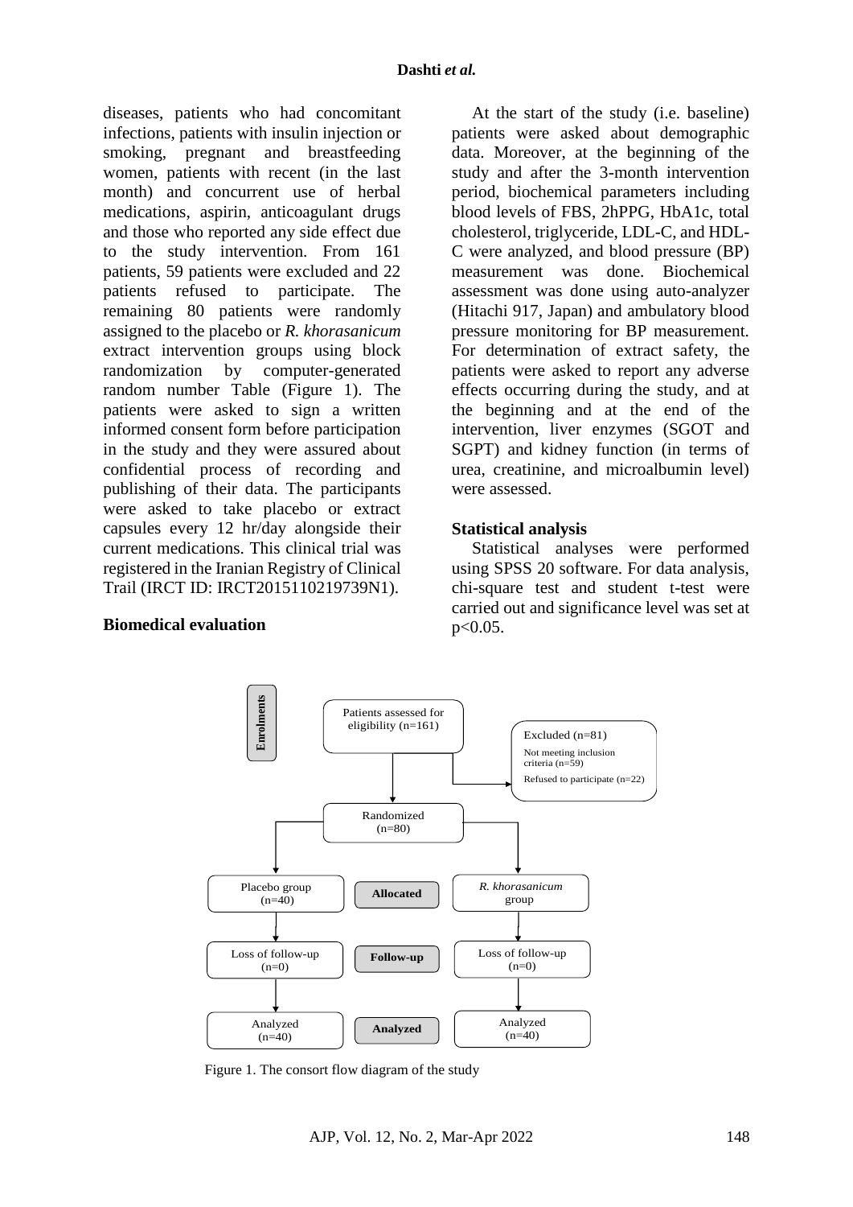diseases, patients who had concomitant infections, patients with insulin injection or smoking, pregnant and breastfeeding women, patients with recent (in the last month) and concurrent use of herbal medications, aspirin, anticoagulant drugs and those who reported any side effect due to the study intervention. From 161 patients, 59 patients were excluded and 22 patients refused to participate. The remaining 80 patients were randomly assigned to the placebo or *R. khorasanicum* extract intervention groups using block randomization by computer-generated random number Table (Figure 1). The patients were asked to sign a written informed consent form before participation in the study and they were assured about confidential process of recording and publishing of their data. The participants were asked to take placebo or extract capsules every 12 hr/day alongside their current medications. This clinical trial was registered in the Iranian Registry of Clinical Trail (IRCT ID: IRCT2015110219739N1).

## Biomedical evaluation

At the start of the study (i.e. baseline) patients were asked about demographic data. Moreover, at the beginning of the study and after the 3-month intervention period, biochemical parameters including blood levels of FBS, 2hPPG, HbA1c, total cholesterol, triglyceride, LDL-C, and HDL-C were analyzed, and blood pressure (BP) measurement was done. Biochemical assessment was done using auto-analyzer (Hitachi 917, Japan) and ambulatory blood pressure monitoring for BP measurement. For determination of extract safety, the patients were asked to report any adverse effects occurring during the study, and at the beginning and at the end of the intervention, liver enzymes (SGOT and SGPT) and kidney function (in terms of urea, creatinine, and microalbumin level) were assessed.

## Statistical analysis

Statistical analyses were performed using SPSS 20 software. For data analysis, chi-square test and student t-test were carried out and significance level was set at $p<0.05$.

**Enrolments**

Patients assessed for eligibility (n=161)

Excluded (n=81)
Not meeting inclusion criteria (n=59)
Refused to participate (n=22)

Randomized (n=80)

**Allocated**: Placebo group (n=40) | *R. khorasanicum* group

**Follow-up**: Loss of follow-up (n=0) | Loss of follow-up (n=0)

**Analyzed**: Analyzed (n=40) | Analyzed (n=40)

Figure 1. The consort flow diagram of the study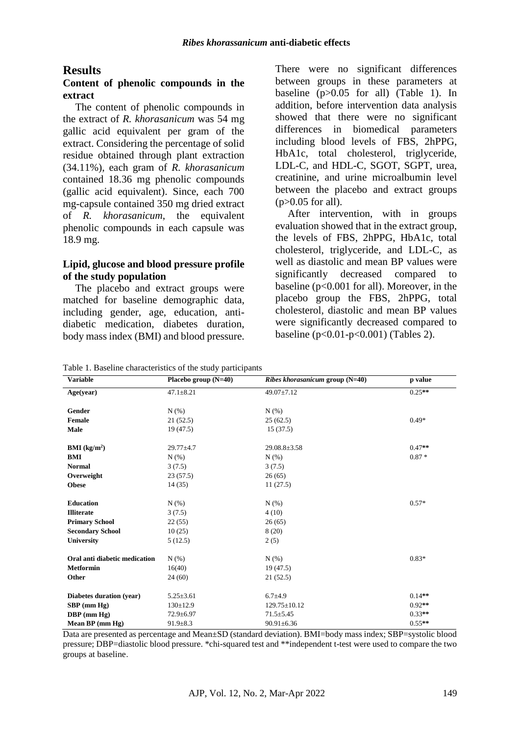## Results

### Content of phenolic compounds in the extract

The content of phenolic compounds in the extract of *R. khorasanicum* was 54 mg gallic acid equivalent per gram of the extract. Considering the percentage of solid residue obtained through plant extraction (34.11%), each gram of *R. khorasanicum* contained 18.36 mg phenolic compounds (gallic acid equivalent). Since, each 700 mg-capsule contained 350 mg dried extract of *R. khorasanicum*, the equivalent phenolic compounds in each capsule was 18.9 mg.

### Lipid, glucose and blood pressure profile of the study population

The placebo and extract groups were matched for baseline demographic data, including gender, age, education, anti-diabetic medication, diabetes duration, body mass index (BMI) and blood pressure. There were no significant differences between groups in these parameters at baseline ($p>0.05$ for all) (Table 1). In addition, before intervention data analysis showed that there were no significant differences in biomedical parameters including blood levels of FBS, 2hPPG, HbA1c, total cholesterol, triglyceride, LDL-C, and HDL-C, SGOT, SGPT, urea, creatinine, and urine microalbumin level between the placebo and extract groups ($p>0.05$ for all).

After intervention, with in groups evaluation showed that in the extract group, the levels of FBS, 2hPPG, HbA1c, total cholesterol, triglyceride, and LDL-C, as well as diastolic and mean BP values were significantly decreased compared to baseline ($p<0.001$ for all). Moreover, in the placebo group the FBS, 2hPPG, total cholesterol, diastolic and mean BP values were significantly decreased compared to baseline ($p<0.01$-$p<0.001$) (Tables 2).

Table 1. Baseline characteristics of the study participants

| Variable | Placebo group (N=40) | *Ribes khorasanicum* group (N=40) | p value |
|---|---|---|---|
| **Age(year)** | 47.1±8.21 | 49.07±7.12 | 0.25** |
| **Gender** | N (%) | N (%) | |
| **Female** | 21 (52.5) | 25 (62.5) | 0.49* |
| **Male** | 19 (47.5) | 15 (37.5) | |
| **BMI (kg/m²)** | 29.77±4.7 | 29.08.8±3.58 | 0.47** |
| **BMI** | N (%) | N (%) | 0.87 * |
| **Normal** | 3 (7.5) | 3 (7.5) | |
| **Overweight** | 23 (57.5) | 26 (65) | |
| **Obese** | 14 (35) | 11 (27.5) | |
| **Education** | N (%) | N (%) | 0.57* |
| **Illiterate** | 3 (7.5) | 4 (10) | |
| **Primary School** | 22 (55) | 26 (65) | |
| **Secondary School** | 10 (25) | 8 (20) | |
| **University** | 5 (12.5) | 2 (5) | |
| **Oral anti diabetic medication** | N (%) | N (%) | 0.83* |
| **Metformin** | 16(40) | 19 (47.5) | |
| **Other** | 24 (60) | 21 (52.5) | |
| **Diabetes duration (year)** | 5.25±3.61 | 6.7±4.9 | 0.14** |
| **SBP (mm Hg)** | 130±12.9 | 129.75±10.12 | 0.92** |
| **DBP (mm Hg)** | 72.9±6.97 | 71.5±5.45 | 0.33** |
| **Mean BP (mm Hg)** | 91.9±8.3 | 90.91±6.36 | 0.55** |

Data are presented as percentage and Mean±SD (standard deviation). BMI=body mass index; SBP=systolic blood pressure; DBP=diastolic blood pressure. *chi-squared test and **independent t-test were used to compare the two groups at baseline.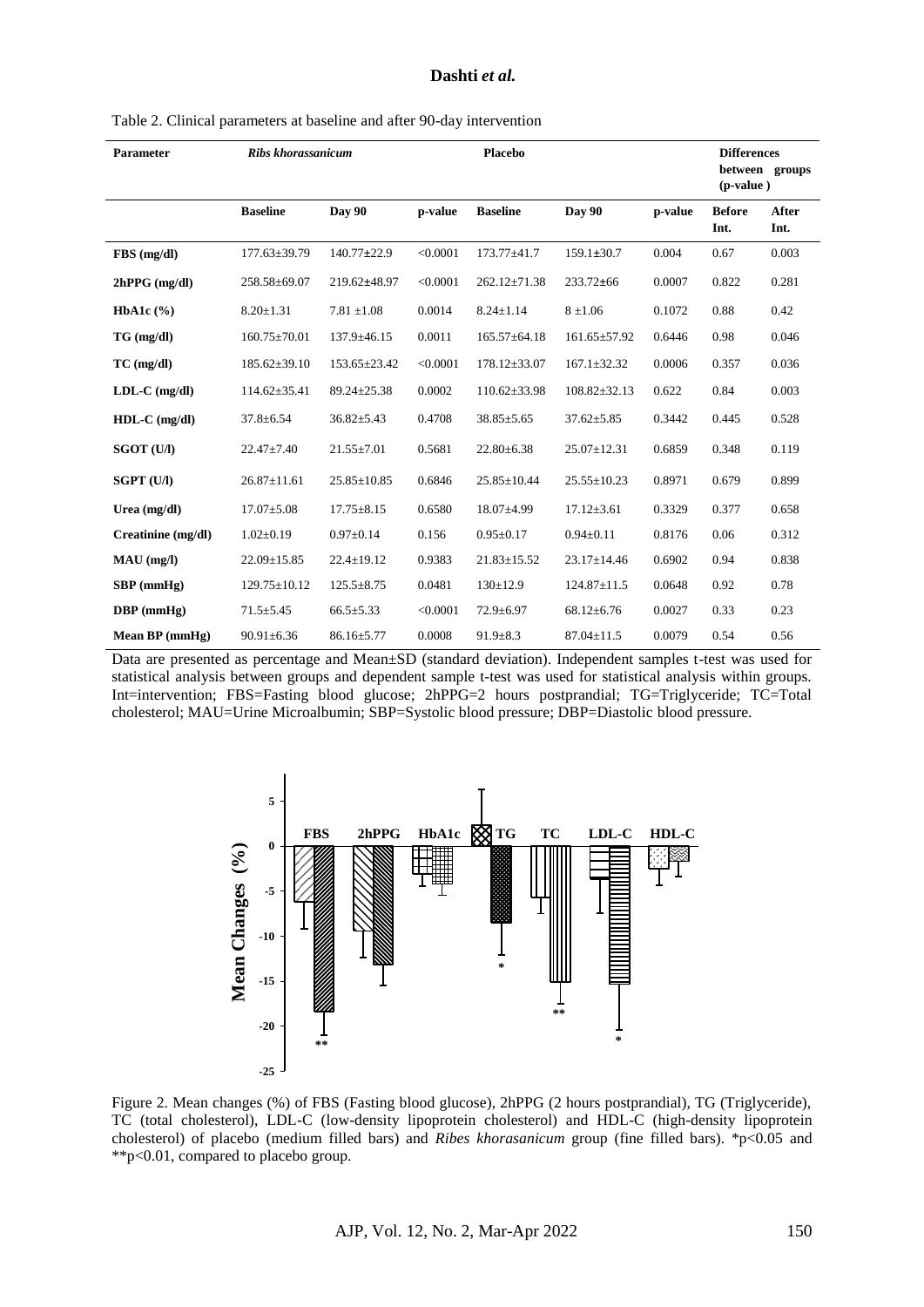Table 2. Clinical parameters at baseline and after 90-day intervention

| Parameter | *Ribs khorassanicum* | | | Placebo | | | Differences between groups (p-value ) | |
|---|---|---|---|---|---|---|---|---|
| | Baseline | Day 90 | p-value | Baseline | Day 90 | p-value | Before Int. | After Int. |
| FBS (mg/dl) | 177.63±39.79 | 140.77±22.9 | <0.0001 | 173.77±41.7 | 159.1±30.7 | 0.004 | 0.67 | 0.003 |
| 2hPPG (mg/dl) | 258.58±69.07 | 219.62±48.97 | <0.0001 | 262.12±71.38 | 233.72±66 | 0.0007 | 0.822 | 0.281 |
| HbA1c (%) | 8.20±1.31 | 7.81 ±1.08 | 0.0014 | 8.24±1.14 | 8 ±1.06 | 0.1072 | 0.88 | 0.42 |
| TG (mg/dl) | 160.75±70.01 | 137.9±46.15 | 0.0011 | 165.57±64.18 | 161.65±57.92 | 0.6446 | 0.98 | 0.046 |
| TC (mg/dl) | 185.62±39.10 | 153.65±23.42 | <0.0001 | 178.12±33.07 | 167.1±32.32 | 0.0006 | 0.357 | 0.036 |
| LDL-C (mg/dl) | 114.62±35.41 | 89.24±25.38 | 0.0002 | 110.62±33.98 | 108.82±32.13 | 0.622 | 0.84 | 0.003 |
| HDL-C (mg/dl) | 37.8±6.54 | 36.82±5.43 | 0.4708 | 38.85±5.65 | 37.62±5.85 | 0.3442 | 0.445 | 0.528 |
| SGOT (U/l) | 22.47±7.40 | 21.55±7.01 | 0.5681 | 22.80±6.38 | 25.07±12.31 | 0.6859 | 0.348 | 0.119 |
| SGPT (U/l) | 26.87±11.61 | 25.85±10.85 | 0.6846 | 25.85±10.44 | 25.55±10.23 | 0.8971 | 0.679 | 0.899 |
| Urea (mg/dl) | 17.07±5.08 | 17.75±8.15 | 0.6580 | 18.07±4.99 | 17.12±3.61 | 0.3329 | 0.377 | 0.658 |
| Creatinine (mg/dl) | 1.02±0.19 | 0.97±0.14 | 0.156 | 0.95±0.17 | 0.94±0.11 | 0.8176 | 0.06 | 0.312 |
| MAU (mg/l) | 22.09±15.85 | 22.4±19.12 | 0.9383 | 21.83±15.52 | 23.17±14.46 | 0.6902 | 0.94 | 0.838 |
| SBP (mmHg) | 129.75±10.12 | 125.5±8.75 | 0.0481 | 130±12.9 | 124.87±11.5 | 0.0648 | 0.92 | 0.78 |
| DBP (mmHg) | 71.5±5.45 | 66.5±5.33 | <0.0001 | 72.9±6.97 | 68.12±6.76 | 0.0027 | 0.33 | 0.23 |
| Mean BP (mmHg) | 90.91±6.36 | 86.16±5.77 | 0.0008 | 91.9±8.3 | 87.04±11.5 | 0.0079 | 0.54 | 0.56 |

Data are presented as percentage and Mean±SD (standard deviation). Independent samples t-test was used for statistical analysis between groups and dependent sample t-test was used for statistical analysis within groups. Int=intervention; FBS=Fasting blood glucose; 2hPPG=2 hours postprandial; TG=Triglyceride; TC=Total cholesterol; MAU=Urine Microalbumin; SBP=Systolic blood pressure; DBP=Diastolic blood pressure.

Figure 2. Mean changes (%) of FBS (Fasting blood glucose), 2hPPG (2 hours postprandial), TG (Triglyceride), TC (total cholesterol), LDL-C (low-density lipoprotein cholesterol) and HDL-C (high-density lipoprotein cholesterol) of placebo (medium filled bars) and *Ribes khorasanicum* group (fine filled bars). *p<0.05 and **p<0.01, compared to placebo group.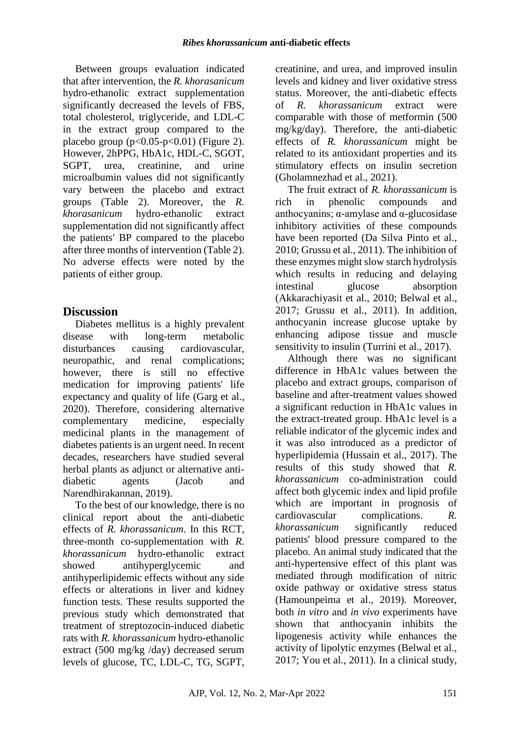Between groups evaluation indicated that after intervention, the *R. khorasanicum* hydro-ethanolic extract supplementation significantly decreased the levels of FBS, total cholesterol, triglyceride, and LDL-C in the extract group compared to the placebo group ($p<0.05$-$p<0.01$) (Figure 2). However, 2hPPG, HbA1c, HDL-C, SGOT, SGPT, urea, creatinine, and urine microalbumin values did not significantly vary between the placebo and extract groups (Table 2). Moreover, the *R. khorasanicum* hydro-ethanolic extract supplementation did not significantly affect the patients' BP compared to the placebo after three months of intervention (Table 2). No adverse effects were noted by the patients of either group.

## Discussion

Diabetes mellitus is a highly prevalent disease with long-term metabolic disturbances causing cardiovascular, neuropathic, and renal complications; however, there is still no effective medication for improving patients' life expectancy and quality of life (Garg et al., 2020). Therefore, considering alternative complementary medicine, especially medicinal plants in the management of diabetes patients is an urgent need. In recent decades, researchers have studied several herbal plants as adjunct or alternative anti-diabetic agents (Jacob and Narendhirakannan, 2019).

To the best of our knowledge, there is no clinical report about the anti-diabetic effects of *R. khorassanicum*. In this RCT, three-month co-supplementation with *R. khorassanicum* hydro-ethanolic extract showed antihyperglycemic and antihyperlipidemic effects without any side effects or alterations in liver and kidney function tests. These results supported the previous study which demonstrated that treatment of streptozocin-induced diabetic rats with *R. khorassanicum* hydro-ethanolic extract (500 mg/kg /day) decreased serum levels of glucose, TC, LDL-C, TG, SGPT, creatinine, and urea, and improved insulin levels and kidney and liver oxidative stress status. Moreover, the anti-diabetic effects of *R. khorassanicum* extract were comparable with those of metformin (500 mg/kg/day). Therefore, the anti-diabetic effects of *R. khorassanicum* might be related to its antioxidant properties and its stimulatory effects on insulin secretion (Gholamnezhad et al., 2021).

The fruit extract of *R. khorassanicum* is rich in phenolic compounds and anthocyanins; α-amylase and α-glucosidase inhibitory activities of these compounds have been reported (Da Silva Pinto et al., 2010; Grussu et al., 2011). The inhibition of these enzymes might slow starch hydrolysis which results in reducing and delaying intestinal glucose absorption (Akkarachiyasit et al., 2010; Belwal et al., 2017; Grussu et al., 2011). In addition, anthocyanin increase glucose uptake by enhancing adipose tissue and muscle sensitivity to insulin (Turrini et al., 2017).

Although there was no significant difference in HbA1c values between the placebo and extract groups, comparison of baseline and after-treatment values showed a significant reduction in HbA1c values in the extract-treated group. HbA1c level is a reliable indicator of the glycemic index and it was also introduced as a predictor of hyperlipidemia (Hussain et al., 2017). The results of this study showed that *R. khorassanicum* co-administration could affect both glycemic index and lipid profile which are important in prognosis of cardiovascular complications. *R. khorassanicum* significantly reduced patients' blood pressure compared to the placebo. An animal study indicated that the anti-hypertensive effect of this plant was mediated through modification of nitric oxide pathway or oxidative stress status (Hamounpeima et al., 2019). Moreover, both *in vitro* and *in vivo* experiments have shown that anthocyanin inhibits the lipogenesis activity while enhances the activity of lipolytic enzymes (Belwal et al., 2017; You et al., 2011). In a clinical study,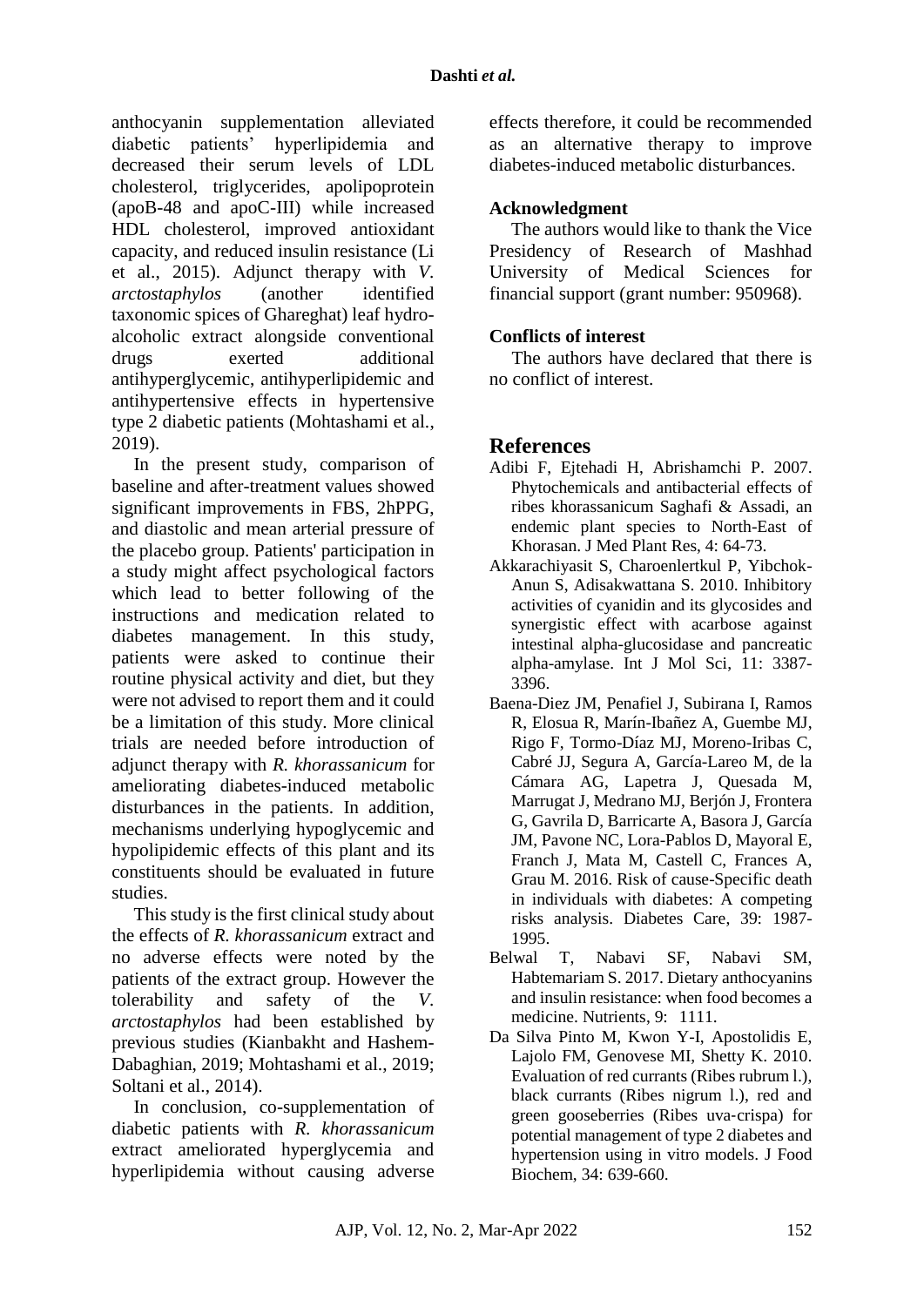anthocyanin supplementation alleviated diabetic patients' hyperlipidemia and decreased their serum levels of LDL cholesterol, triglycerides, apolipoprotein (apoB-48 and apoC-III) while increased HDL cholesterol, improved antioxidant capacity, and reduced insulin resistance (Li et al., 2015). Adjunct therapy with *V. arctostaphylos* (another identified taxonomic spices of Ghareghat) leaf hydro-alcoholic extract alongside conventional drugs exerted additional antihyperglycemic, antihyperlipidemic and antihypertensive effects in hypertensive type 2 diabetic patients (Mohtashami et al., 2019).

In the present study, comparison of baseline and after-treatment values showed significant improvements in FBS, 2hPPG, and diastolic and mean arterial pressure of the placebo group. Patients' participation in a study might affect psychological factors which lead to better following of the instructions and medication related to diabetes management. In this study, patients were asked to continue their routine physical activity and diet, but they were not advised to report them and it could be a limitation of this study. More clinical trials are needed before introduction of adjunct therapy with *R. khorassanicum* for ameliorating diabetes-induced metabolic disturbances in the patients. In addition, mechanisms underlying hypoglycemic and hypolipidemic effects of this plant and its constituents should be evaluated in future studies.

This study is the first clinical study about the effects of *R. khorassanicum* extract and no adverse effects were noted by the patients of the extract group. However the tolerability and safety of the *V. arctostaphylos* had been established by previous studies (Kianbakht and Hashem-Dabaghian, 2019; Mohtashami et al., 2019; Soltani et al., 2014).

In conclusion, co-supplementation of diabetic patients with *R. khorassanicum* extract ameliorated hyperglycemia and hyperlipidemia without causing adverse effects therefore, it could be recommended as an alternative therapy to improve diabetes-induced metabolic disturbances.

## Acknowledgment

The authors would like to thank the Vice Presidency of Research of Mashhad University of Medical Sciences for financial support (grant number: 950968).

## Conflicts of interest

The authors have declared that there is no conflict of interest.

# References

Adibi F, Ejtehadi H, Abrishamchi P. 2007. Phytochemicals and antibacterial effects of ribes khorassanicum Saghafi & Assadi, an endemic plant species to North-East of Khorasan. J Med Plant Res, 4: 64-73.

Akkarachiyasit S, Charoenlertkul P, Yibchok-Anun S, Adisakwattana S. 2010. Inhibitory activities of cyanidin and its glycosides and synergistic effect with acarbose against intestinal alpha-glucosidase and pancreatic alpha-amylase. Int J Mol Sci, 11: 3387-3396.

Baena-Diez JM, Penafiel J, Subirana I, Ramos R, Elosua R, Marín-Ibañez A, Guembe MJ, Rigo F, Tormo-Díaz MJ, Moreno-Iribas C, Cabré JJ, Segura A, García-Lareo M, de la Cámara AG, Lapetra J, Quesada M, Marrugat J, Medrano MJ, Berjón J, Frontera G, Gavrila D, Barricarte A, Basora J, García JM, Pavone NC, Lora-Pablos D, Mayoral E, Franch J, Mata M, Castell C, Frances A, Grau M. 2016. Risk of cause-Specific death in individuals with diabetes: A competing risks analysis. Diabetes Care, 39: 1987-1995.

Belwal T, Nabavi SF, Nabavi SM, Habtemariam S. 2017. Dietary anthocyanins and insulin resistance: when food becomes a medicine. Nutrients, 9: 1111.

Da Silva Pinto M, Kwon Y-I, Apostolidis E, Lajolo FM, Genovese MI, Shetty K. 2010. Evaluation of red currants (Ribes rubrum l.), black currants (Ribes nigrum l.), red and green gooseberries (Ribes uva-crispa) for potential management of type 2 diabetes and hypertension using in vitro models. J Food Biochem, 34: 639-660.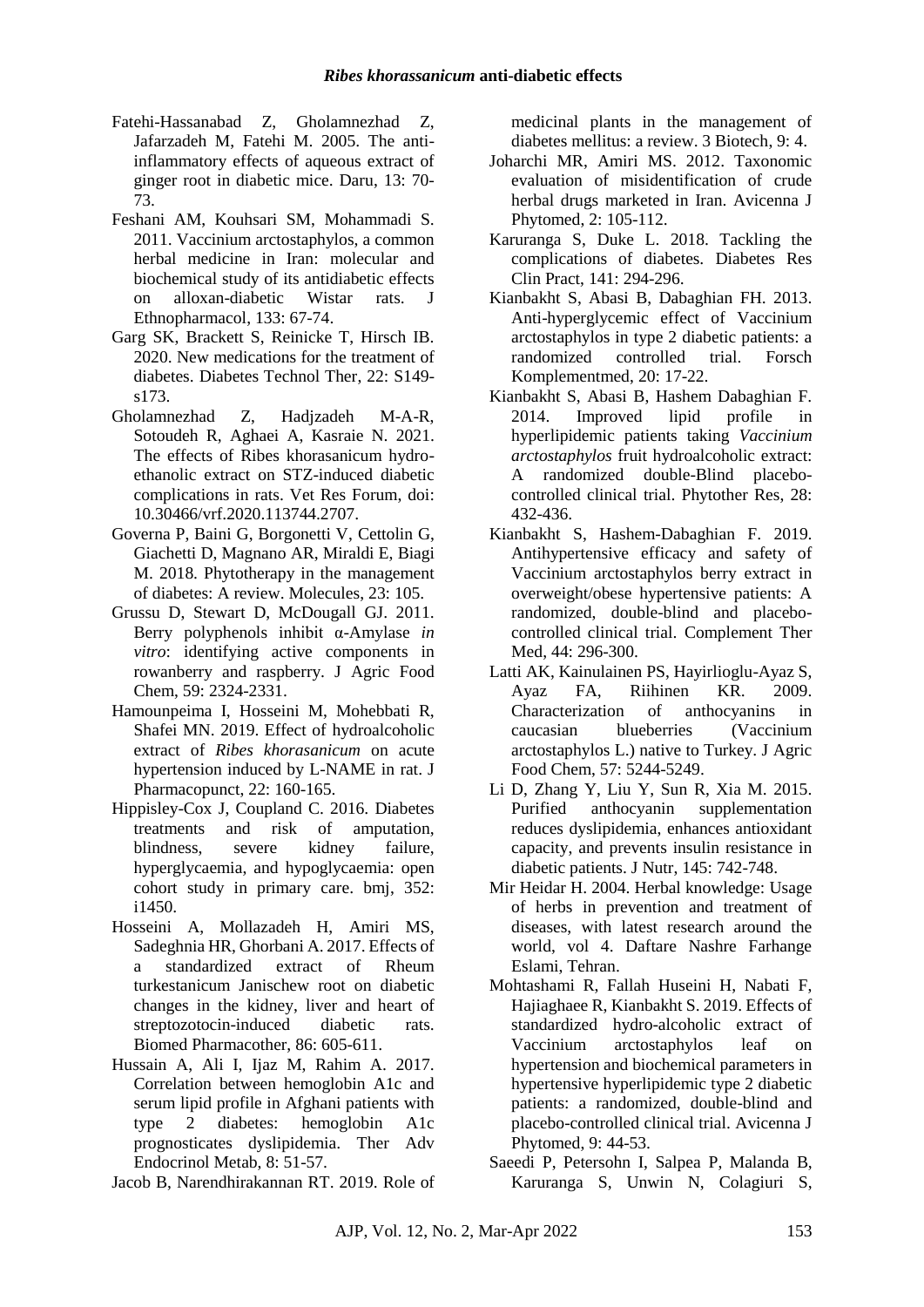Fatehi-Hassanabad Z, Gholamnezhad Z, Jafarzadeh M, Fatehi M. 2005. The anti-inflammatory effects of aqueous extract of ginger root in diabetic mice. Daru, 13: 70-73.

Feshani AM, Kouhsari SM, Mohammadi S. 2011. Vaccinium arctostaphylos, a common herbal medicine in Iran: molecular and biochemical study of its antidiabetic effects on alloxan-diabetic Wistar rats. J Ethnopharmacol, 133: 67-74.

Garg SK, Brackett S, Reinicke T, Hirsch IB. 2020. New medications for the treatment of diabetes. Diabetes Technol Ther, 22: S149-s173.

Gholamnezhad Z, Hadjzadeh M-A-R, Sotoudeh R, Aghaei A, Kasraie N. 2021. The effects of Ribes khorasanicum hydro-ethanolic extract on STZ-induced diabetic complications in rats. Vet Res Forum, doi: 10.30466/vrf.2020.113744.2707.

Governa P, Baini G, Borgonetti V, Cettolin G, Giachetti D, Magnano AR, Miraldi E, Biagi M. 2018. Phytotherapy in the management of diabetes: A review. Molecules, 23: 105.

Grussu D, Stewart D, McDougall GJ. 2011. Berry polyphenols inhibit α-Amylase *in vitro*: identifying active components in rowanberry and raspberry. J Agric Food Chem, 59: 2324-2331.

Hamounpeima I, Hosseini M, Mohebbati R, Shafei MN. 2019. Effect of hydroalcoholic extract of *Ribes khorasanicum* on acute hypertension induced by L-NAME in rat. J Pharmacopunct, 22: 160-165.

Hippisley-Cox J, Coupland C. 2016. Diabetes treatments and risk of amputation, blindness, severe kidney failure, hyperglycaemia, and hypoglycaemia: open cohort study in primary care. bmj, 352: i1450.

Hosseini A, Mollazadeh H, Amiri MS, Sadeghnia HR, Ghorbani A. 2017. Effects of a standardized extract of Rheum turkestanicum Janischew root on diabetic changes in the kidney, liver and heart of streptozotocin-induced diabetic rats. Biomed Pharmacother, 86: 605-611.

Hussain A, Ali I, Ijaz M, Rahim A. 2017. Correlation between hemoglobin A1c and serum lipid profile in Afghani patients with type 2 diabetes: hemoglobin A1c prognosticates dyslipidemia. Ther Adv Endocrinol Metab, 8: 51-57.

Jacob B, Narendhirakannan RT. 2019. Role of medicinal plants in the management of diabetes mellitus: a review. 3 Biotech, 9: 4.

Joharchi MR, Amiri MS. 2012. Taxonomic evaluation of misidentification of crude herbal drugs marketed in Iran. Avicenna J Phytomed, 2: 105-112.

Karuranga S, Duke L. 2018. Tackling the complications of diabetes. Diabetes Res Clin Pract, 141: 294-296.

Kianbakht S, Abasi B, Dabaghian FH. 2013. Anti-hyperglycemic effect of Vaccinium arctostaphylos in type 2 diabetic patients: a randomized controlled trial. Forsch Komplementmed, 20: 17-22.

Kianbakht S, Abasi B, Hashem Dabaghian F. 2014. Improved lipid profile in hyperlipidemic patients taking *Vaccinium arctostaphylos* fruit hydroalcoholic extract: A randomized double-Blind placebo-controlled clinical trial. Phytother Res, 28: 432-436.

Kianbakht S, Hashem-Dabaghian F. 2019. Antihypertensive efficacy and safety of Vaccinium arctostaphylos berry extract in overweight/obese hypertensive patients: A randomized, double-blind and placebo-controlled clinical trial. Complement Ther Med, 44: 296-300.

Latti AK, Kainulainen PS, Hayirlioglu-Ayaz S, Ayaz FA, Riihinen KR. 2009. Characterization of anthocyanins in caucasian blueberries (Vaccinium arctostaphylos L.) native to Turkey. J Agric Food Chem, 57: 5244-5249.

Li D, Zhang Y, Liu Y, Sun R, Xia M. 2015. Purified anthocyanin supplementation reduces dyslipidemia, enhances antioxidant capacity, and prevents insulin resistance in diabetic patients. J Nutr, 145: 742-748.

Mir Heidar H. 2004. Herbal knowledge: Usage of herbs in prevention and treatment of diseases, with latest research around the world, vol 4. Daftare Nashre Farhange Eslami, Tehran.

Mohtashami R, Fallah Huseini H, Nabati F, Hajiaghaee R, Kianbakht S. 2019. Effects of standardized hydro-alcoholic extract of Vaccinium arctostaphylos leaf on hypertension and biochemical parameters in hypertensive hyperlipidemic type 2 diabetic patients: a randomized, double-blind and placebo-controlled clinical trial. Avicenna J Phytomed, 9: 44-53.

Saeedi P, Petersohn I, Salpea P, Malanda B, Karuranga S, Unwin N, Colagiuri S,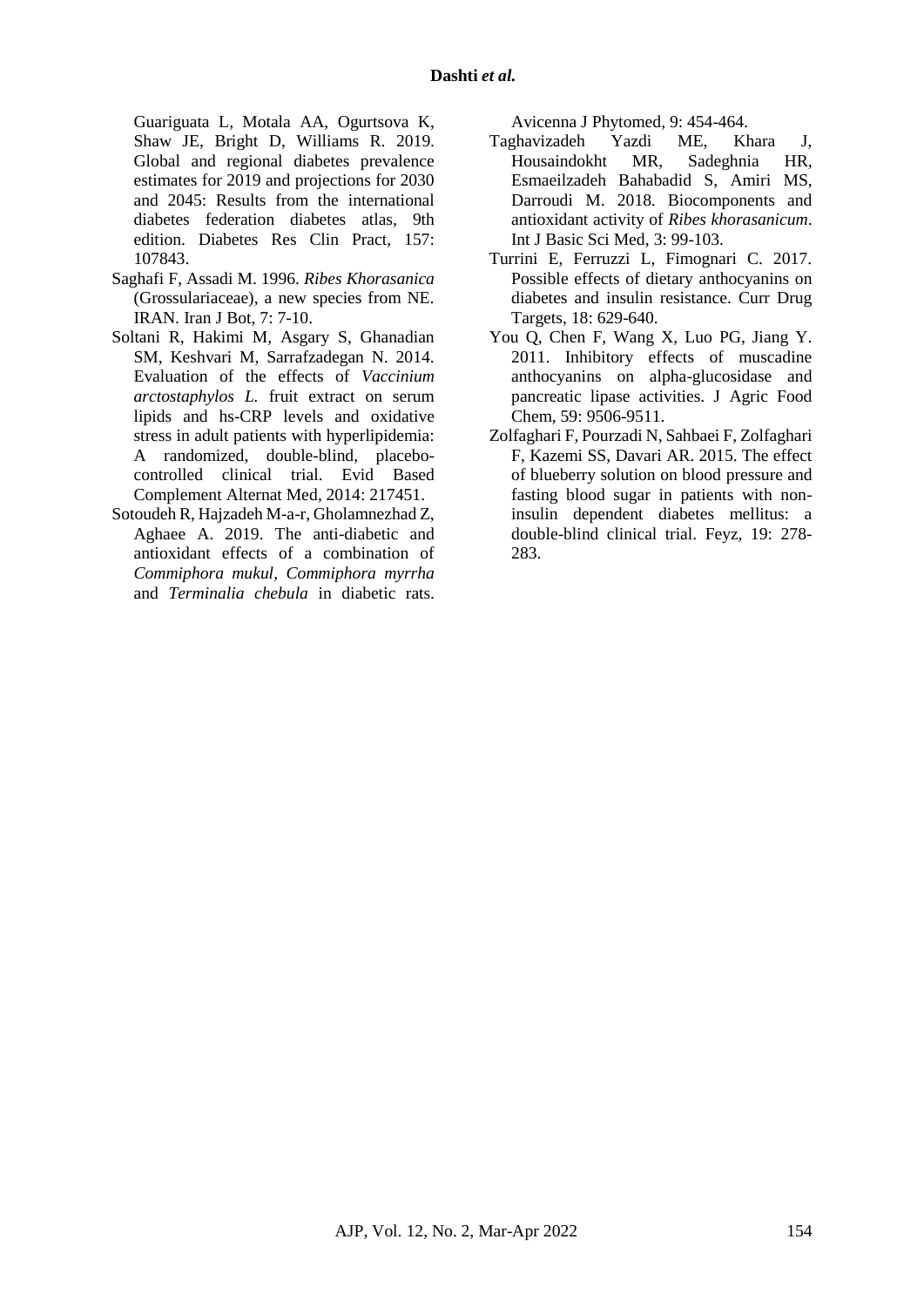Guariguata L, Motala AA, Ogurtsova K, Shaw JE, Bright D, Williams R. 2019. Global and regional diabetes prevalence estimates for 2019 and projections for 2030 and 2045: Results from the international diabetes federation diabetes atlas, 9th edition. Diabetes Res Clin Pract, 157: 107843.

Saghafi F, Assadi M. 1996. *Ribes Khorasanica* (Grossulariaceae), a new species from NE. IRAN. Iran J Bot, 7: 7-10.

Soltani R, Hakimi M, Asgary S, Ghanadian SM, Keshvari M, Sarrafzadegan N. 2014. Evaluation of the effects of *Vaccinium arctostaphylos L.* fruit extract on serum lipids and hs-CRP levels and oxidative stress in adult patients with hyperlipidemia: A randomized, double-blind, placebo-controlled clinical trial. Evid Based Complement Alternat Med, 2014: 217451.

Sotoudeh R, Hajzadeh M-a-r, Gholamnezhad Z, Aghaee A. 2019. The anti-diabetic and antioxidant effects of a combination of *Commiphora mukul*, *Commiphora myrrha* and *Terminalia chebula* in diabetic rats. Avicenna J Phytomed, 9: 454-464.

Taghavizadeh Yazdi ME, Khara J, Housaindokht MR, Sadeghnia HR, Esmaeilzadeh Bahabadid S, Amiri MS, Darroudi M. 2018. Biocomponents and antioxidant activity of *Ribes khorasanicum*. Int J Basic Sci Med, 3: 99-103.

Turrini E, Ferruzzi L, Fimognari C. 2017. Possible effects of dietary anthocyanins on diabetes and insulin resistance. Curr Drug Targets, 18: 629-640.

You Q, Chen F, Wang X, Luo PG, Jiang Y. 2011. Inhibitory effects of muscadine anthocyanins on alpha-glucosidase and pancreatic lipase activities. J Agric Food Chem, 59: 9506-9511.

Zolfaghari F, Pourzadi N, Sahbaei F, Zolfaghari F, Kazemi SS, Davari AR. 2015. The effect of blueberry solution on blood pressure and fasting blood sugar in patients with non-insulin dependent diabetes mellitus: a double-blind clinical trial. Feyz, 19: 278-283.